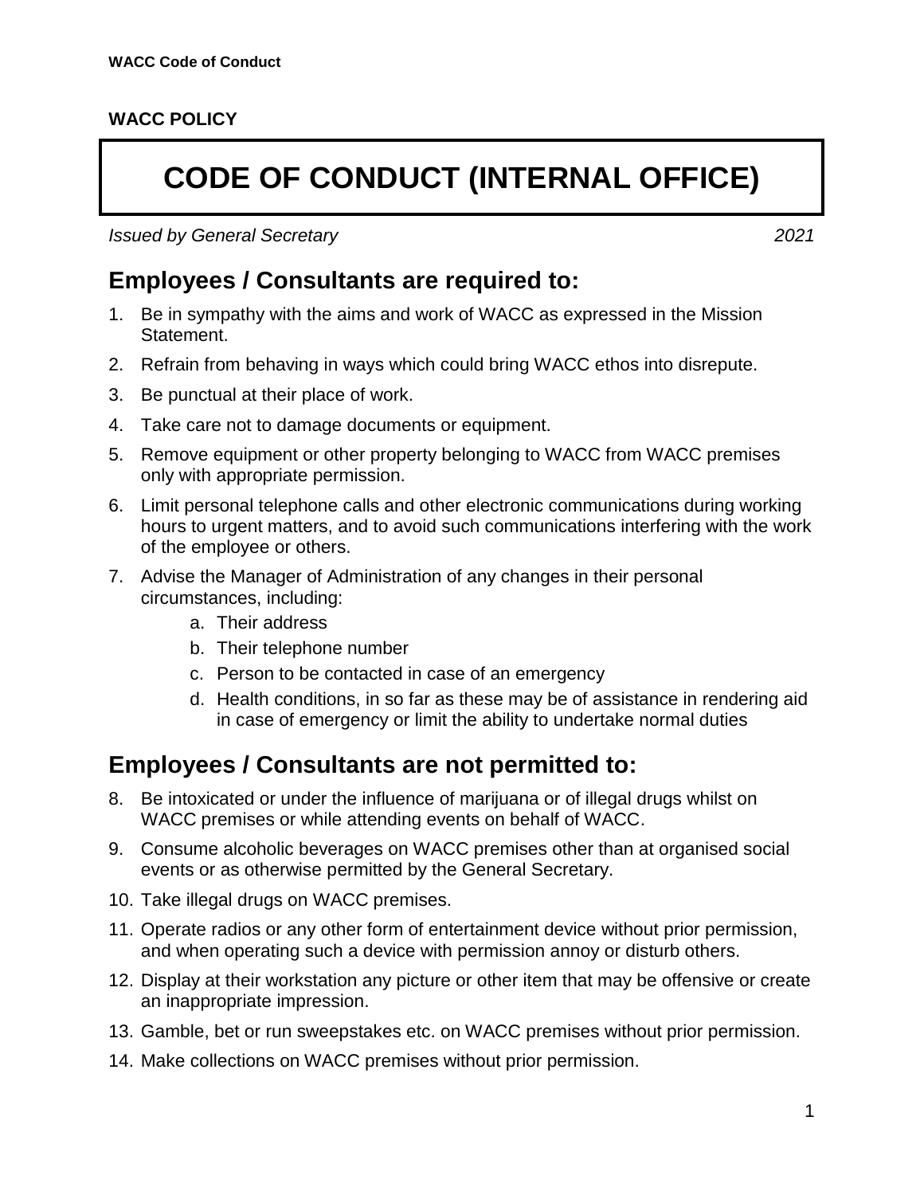**WACC POLICY**

# CODE OF CONDUCT (INTERNAL OFFICE)

*Issued by General Secretary* *2021*

## Employees / Consultants are required to:

1. Be in sympathy with the aims and work of WACC as expressed in the Mission Statement.
2. Refrain from behaving in ways which could bring WACC ethos into disrepute.
3. Be punctual at their place of work.
4. Take care not to damage documents or equipment.
5. Remove equipment or other property belonging to WACC from WACC premises only with appropriate permission.
6. Limit personal telephone calls and other electronic communications during working hours to urgent matters, and to avoid such communications interfering with the work of the employee or others.
7. Advise the Manager of Administration of any changes in their personal circumstances, including:
    a. Their address
    b. Their telephone number
    c. Person to be contacted in case of an emergency
    d. Health conditions, in so far as these may be of assistance in rendering aid in case of emergency or limit the ability to undertake normal duties

## Employees / Consultants are not permitted to:

8. Be intoxicated or under the influence of marijuana or of illegal drugs whilst on WACC premises or while attending events on behalf of WACC.
9. Consume alcoholic beverages on WACC premises other than at organised social events or as otherwise permitted by the General Secretary.
10. Take illegal drugs on WACC premises.
11. Operate radios or any other form of entertainment device without prior permission, and when operating such a device with permission annoy or disturb others.
12. Display at their workstation any picture or other item that may be offensive or create an inappropriate impression.
13. Gamble, bet or run sweepstakes etc. on WACC premises without prior permission.
14. Make collections on WACC premises without prior permission.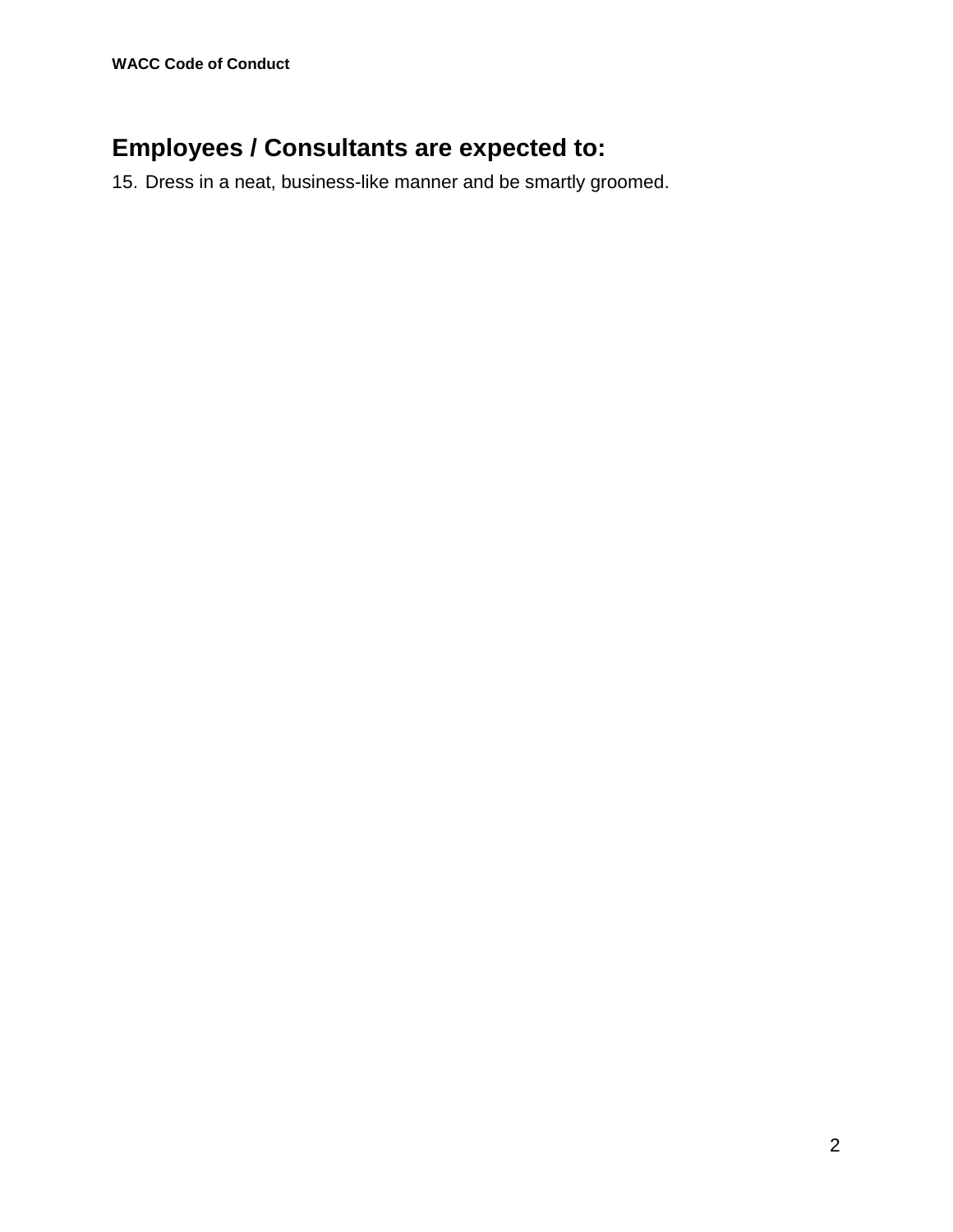## Employees / Consultants are expected to:

15. Dress in a neat, business-like manner and be smartly groomed.